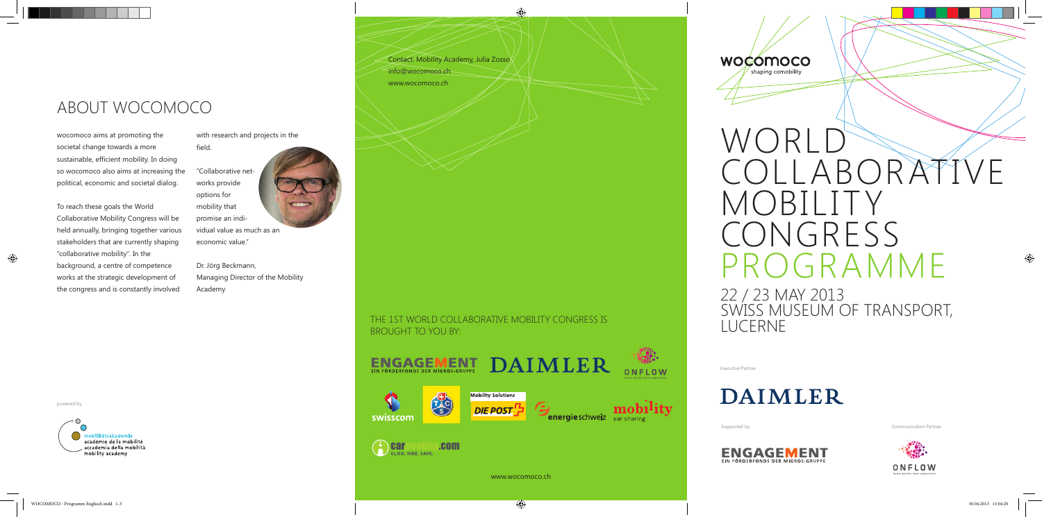## ABOUT WOCOMOCO

wocomoco aims at promoting the societal change towards a more sustainable, efficient mobility. In doing so wocomoco also aims at increasing the political, economic and societal dialog.

To reach these goals the World Collaborative Mobility Congress will be held annually, bringing together various stakeholders that are currently shaping "collaborative mobility". In the background, a centre of competence works at the strategic development of the congress and is constantly involved with research and projects in the field.

"Collaborative networks provide options for mobility that promise an individual value as much as an economic value."

Dr. Jörg Beckmann, Managing Director of the Mobility Academy

powered by

mobilitätsakademie
académie de la mobilité
accademia della mobilità
mobility academy

Contact: Mobility Academy, Julia Zosso
info@wocomoco.ch
www.wocomoco.ch

THE 1ST WORLD COLLABORATIVE MOBILITY CONGRESS IS BROUGHT TO YOU BY:

ENGAGEMENT EIN FÖRDERFONDS DER MIGROS-GRUPPE · DAIMLER · ONFLOW · swisscom · TCS · Mobility Solutions DIE POST · energieschweiz · mobility car sharing · carpooling.com CLICK. RIDE. SAVE.

www.wocomoco.ch

wocomoco
shaping comobility

# WORLD COLLABORATIVE MOBILITY CONGRESS PROGRAMME

## 22 / 23 MAY 2013 SWISS MUSEUM OF TRANSPORT, LUCERNE

Executive Partner

DAIMLER

Supported by

ENGAGEMENT EIN FÖRDERFONDS DER MIGROS-GRUPPE

Communication Partner

ONFLOW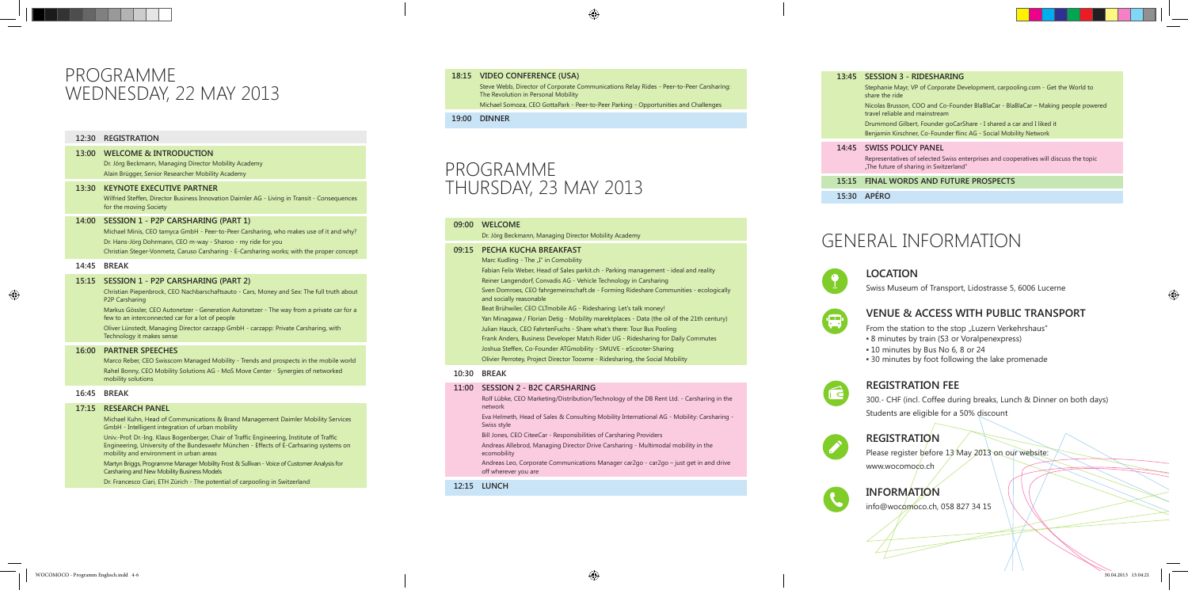# PROGRAMME WEDNESDAY, 22 MAY 2013

**12:30 REGISTRATION**

**13:00 WELCOME & INTRODUCTION**

Dr. Jörg Beckmann, Managing Director Mobility Academy

Alain Brügger, Senior Researcher Mobility Academy

**13:30 KEYNOTE EXECUTIVE PARTNER**

Wilfried Steffen, Director Business Innovation Daimler AG - Living in Transit - Consequences for the moving Society

**14:00 SESSION 1 - P2P CARSHARING (PART 1)**

Michael Minis, CEO tamyca GmbH - Peer-to-Peer Carsharing, who makes use of it and why?

Dr. Hans-Jörg Dohrmann, CEO m-way - Sharoo - my ride for you

Christian Steger-Vonmetz, Caruso Carsharing - E-Carsharing works; with the proper concept

**14:45 BREAK**

**15:15 SESSION 1 - P2P CARSHARING (PART 2)**

Christian Piepenbrock, CEO Nachbarschaftsauto - Cars, Money and Sex: The full truth about P2P Carsharing

Markus Gössler, CEO Autonetzer - Generation Autonetzer - The way from a private car for a few to an interconnected car for a lot of people

Oliver Lünstedt, Managing Director carzapp GmbH - carzapp: Private Carsharing, with Technology it makes sense

**16:00 PARTNER SPEECHES**

Marco Reber, CEO Swisscom Managed Mobility - Trends and prospects in the mobile world

Rahel Bonny, CEO Mobility Solutions AG - MoS Move Center - Synergies of networked mobility solutions

**16:45 BREAK**

**17:15 RESEARCH PANEL**

Michael Kuhn, Head of Communications & Brand Management Daimler Mobility Services GmbH - Intelligent integration of urban mobility

Univ.-Prof. Dr.-Ing. Klaus Bogenberger, Chair of Traffic Engineering, Institute of Traffic Engineering, University of the Bundeswehr München - Effects of E-Carhsaring systems on mobility and environment in urban areas

Martyn Briggs, Programme Manager Mobility Frost & Sullivan - Voice of Customer Analysis for Carsharing and New Mobility Business Models

Dr. Francesco Ciari, ETH Zürich - The potential of carpooling in Switzerland

**18:15 VIDEO CONFERENCE (USA)**

Steve Webb, Director of Corporate Communications Relay Rides - Peer-to-Peer Carsharing: The Revolution in Personal Mobility

Michael Somoza, CEO GottaPark - Peer-to-Peer Parking - Opportunities and Challenges

**19:00 DINNER**

# PROGRAMME THURSDAY, 23 MAY 2013

**09:00 WELCOME**

Dr. Jörg Beckmann, Managing Director Mobility Academy

**09:15 PECHA KUCHA BREAKFAST**

Marc Kudling - The „I" in Comobility

Fabian Felix Weber, Head of Sales parkit.ch - Parking management - ideal and reality

Reiner Langendorf, Convadis AG - Vehicle Technology in Carsharing

Sven Domroes, CEO fahrgemeinschaft.de - Forming Rideshare Communities - ecologically and socially reasonable

Beat Brühwiler, CEO CLTmobile AG - Ridesharing: Let's talk money!

Yan Minagawa / Florian Detig - Mobility marektplaces - Data (the oil of the 21th century)

Julian Hauck, CEO FahrtenFuchs - Share what's there: Tour Bus Pooling

Frank Anders, Business Developer Match Rider UG - Ridesharing for Daily Commutes

Joshua Steffen, Co-Founder ATGmobility - SMUVE - eScooter-Sharing

Olivier Perrotey, Project Director Tooxme - Ridesharing, the Social Mobility

**10:30 BREAK**

**11:00 SESSION 2 - B2C CARSHARING**

Rolf Lübke, CEO Marketing/Distribution/Technology of the DB Rent Ltd. - Carsharing in the network

Eva Helmeth, Head of Sales & Consulting Mobility International AG - Mobility: Carsharing - Swiss style

Bill Jones, CEO CiteeCar - Responsibilities of Carsharing Providers

Andreas Allebrod, Managing Director Drive Carsharing - Multimodal mobility in the ecomobility

Andreas Leo, Corporate Communications Manager car2go - car2go – just get in and drive off wherever you are

**12:15 LUNCH**

**13:45 SESSION 3 - RIDESHARING**

Stephanie Mayr, VP of Corporate Development, carpooling.com - Get the World to share the ride

Nicolas Brusson, COO and Co-Founder BlaBlaCar - BlaBlaCar – Making people powered travel reliable and mainstream

Drummond Gilbert, Founder goCarShare - I shared a car and I liked it

Benjamin Kirschner, Co-Founder flinc AG - Social Mobility Network

**14:45 SWISS POLICY PANEL**

Representatives of selected Swiss enterprises and cooperatives will discuss the topic „The future of sharing in Switzerland"

**15:15 FINAL WORDS AND FUTURE PROSPECTS**

**15:30 APÉRO**

# GENERAL INFORMATION

## LOCATION

Swiss Museum of Transport, Lidostrasse 5, 6006 Lucerne

## VENUE & ACCESS WITH PUBLIC TRANSPORT

From the station to the stop „Luzern Verkehrshaus"

- 8 minutes by train (S3 or Voralpenexpress)
- 10 minutes by Bus No 6, 8 or 24
- 30 minutes by foot following the lake promenade

## REGISTRATION FEE

300.- CHF (incl. Coffee during breaks, Lunch & Dinner on both days)

Students are eligible for a 50% discount

## REGISTRATION

Please register before 13 May 2013 on our website:

www.wocomoco.ch

## INFORMATION

info@wocomoco.ch, 058 827 34 15